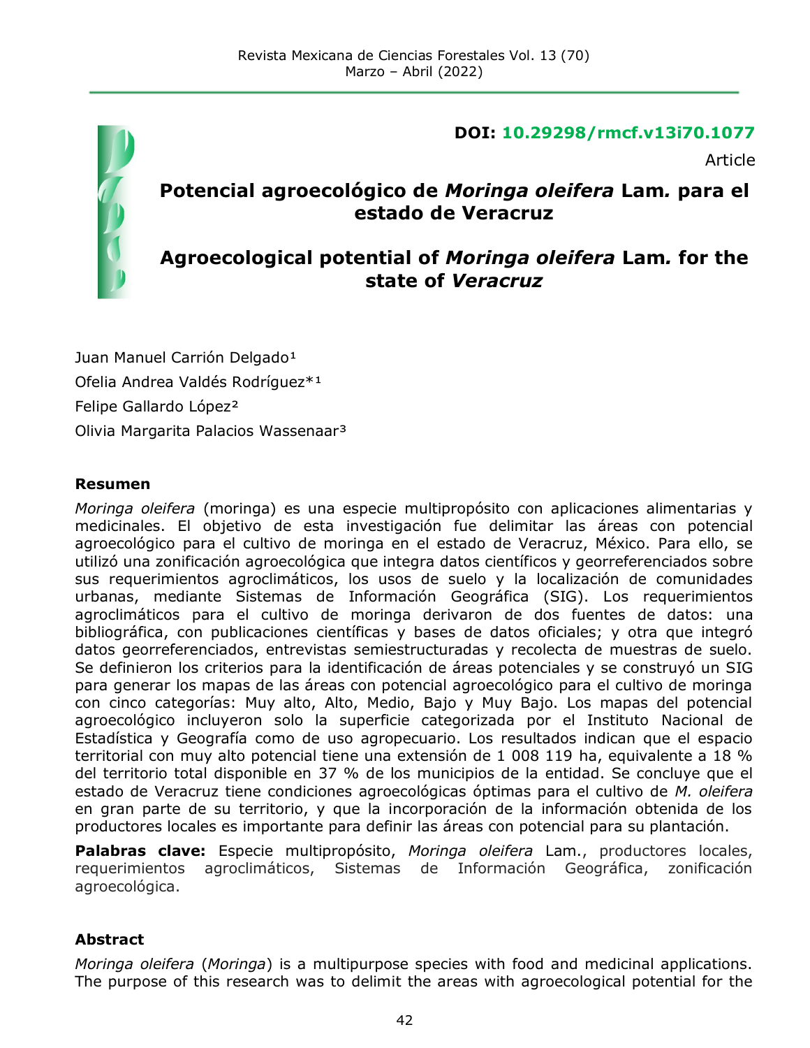**DOI: 10.29298/rmcf.v13i70.1077**

Article

# Potencial agroecológico de *Moringa oleifera* Lam*.* para el estado de Veracruz

# Agroecological potential of *Moringa oleifera* Lam*.* for the state of *Veracruz*

Juan Manuel Carrión Delgado[1]

Ofelia Andrea Valdés Rodríguez*[1]

Felipe Gallardo López[2]

Olivia Margarita Palacios Wassenaar[3]

## Resumen

*Moringa oleifera* (moringa) es una especie multipropósito con aplicaciones alimentarias y medicinales. El objetivo de esta investigación fue delimitar las áreas con potencial agroecológico para el cultivo de moringa en el estado de Veracruz, México. Para ello, se utilizó una zonificación agroecológica que integra datos científicos y georreferenciados sobre sus requerimientos agroclimáticos, los usos de suelo y la localización de comunidades urbanas, mediante Sistemas de Información Geográfica (SIG). Los requerimientos agroclimáticos para el cultivo de moringa derivaron de dos fuentes de datos: una bibliográfica, con publicaciones científicas y bases de datos oficiales; y otra que integró datos georreferenciados, entrevistas semiestructuradas y recolecta de muestras de suelo. Se definieron los criterios para la identificación de áreas potenciales y se construyó un SIG para generar los mapas de las áreas con potencial agroecológico para el cultivo de moringa con cinco categorías: Muy alto, Alto, Medio, Bajo y Muy Bajo. Los mapas del potencial agroecológico incluyeron solo la superficie categorizada por el Instituto Nacional de Estadística y Geografía como de uso agropecuario. Los resultados indican que el espacio territorial con muy alto potencial tiene una extensión de 1 008 119 ha, equivalente a 18 % del territorio total disponible en 37 % de los municipios de la entidad. Se concluye que el estado de Veracruz tiene condiciones agroecológicas óptimas para el cultivo de *M. oleifera* en gran parte de su territorio, y que la incorporación de la información obtenida de los productores locales es importante para definir las áreas con potencial para su plantación.

**Palabras clave:** Especie multipropósito, *Moringa oleifera* Lam., productores locales, requerimientos agroclimáticos, Sistemas de Información Geográfica, zonificación agroecológica.

## Abstract

*Moringa oleifera* (*Moringa*) is a multipurpose species with food and medicinal applications. The purpose of this research was to delimit the areas with agroecological potential for the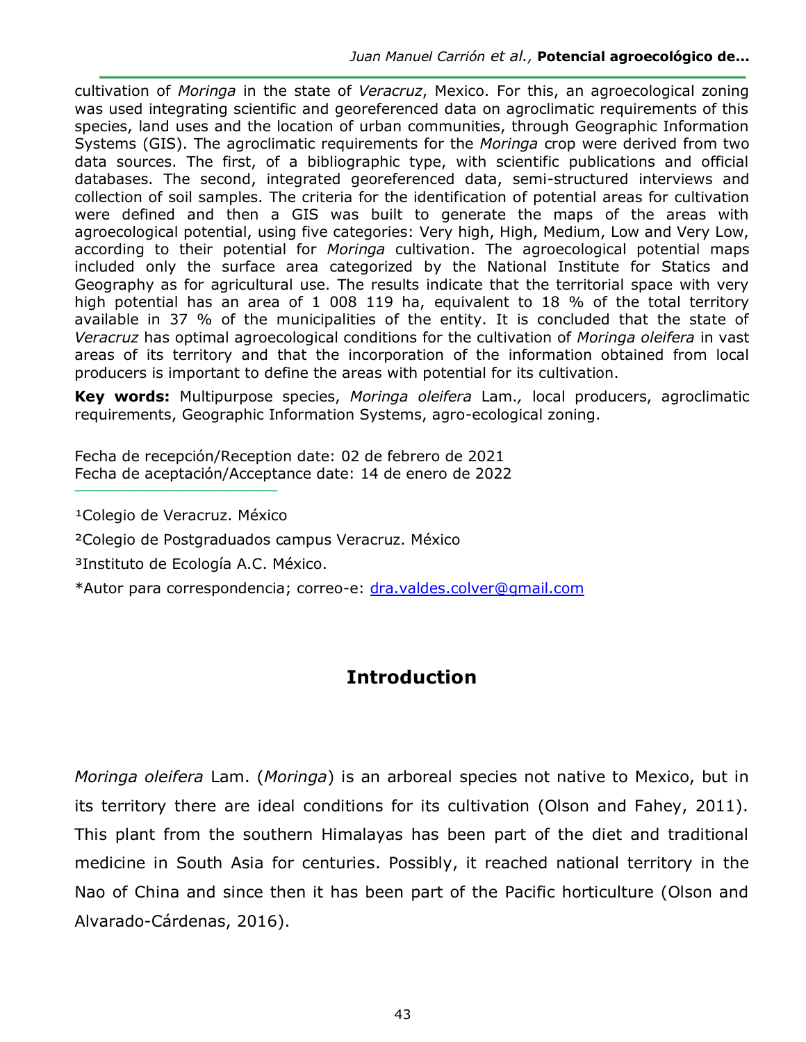cultivation of *Moringa* in the state of *Veracruz*, Mexico. For this, an agroecological zoning was used integrating scientific and georeferenced data on agroclimatic requirements of this species, land uses and the location of urban communities, through Geographic Information Systems (GIS). The agroclimatic requirements for the *Moringa* crop were derived from two data sources. The first, of a bibliographic type, with scientific publications and official databases. The second, integrated georeferenced data, semi-structured interviews and collection of soil samples. The criteria for the identification of potential areas for cultivation were defined and then a GIS was built to generate the maps of the areas with agroecological potential, using five categories: Very high, High, Medium, Low and Very Low, according to their potential for *Moringa* cultivation. The agroecological potential maps included only the surface area categorized by the National Institute for Statics and Geography as for agricultural use. The results indicate that the territorial space with very high potential has an area of 1 008 119 ha, equivalent to 18 % of the total territory available in 37 % of the municipalities of the entity. It is concluded that the state of *Veracruz* has optimal agroecological conditions for the cultivation of *Moringa oleifera* in vast areas of its territory and that the incorporation of the information obtained from local producers is important to define the areas with potential for its cultivation.

**Key words:** Multipurpose species, *Moringa oleifera* Lam.*,* local producers, agroclimatic requirements, Geographic Information Systems, agro-ecological zoning.

Fecha de recepción/Reception date: 02 de febrero de 2021
Fecha de aceptación/Acceptance date: 14 de enero de 2022

---

[1]Colegio de Veracruz. México

[2]Colegio de Postgraduados campus Veracruz. México

[3]Instituto de Ecología A.C. México.

*Autor para correspondencia; correo-e: dra.valdes.colver@gmail.com

## Introduction

*Moringa oleifera* Lam. (*Moringa*) is an arboreal species not native to Mexico, but in its territory there are ideal conditions for its cultivation (Olson and Fahey, 2011). This plant from the southern Himalayas has been part of the diet and traditional medicine in South Asia for centuries. Possibly, it reached national territory in the Nao of China and since then it has been part of the Pacific horticulture (Olson and Alvarado-Cárdenas, 2016).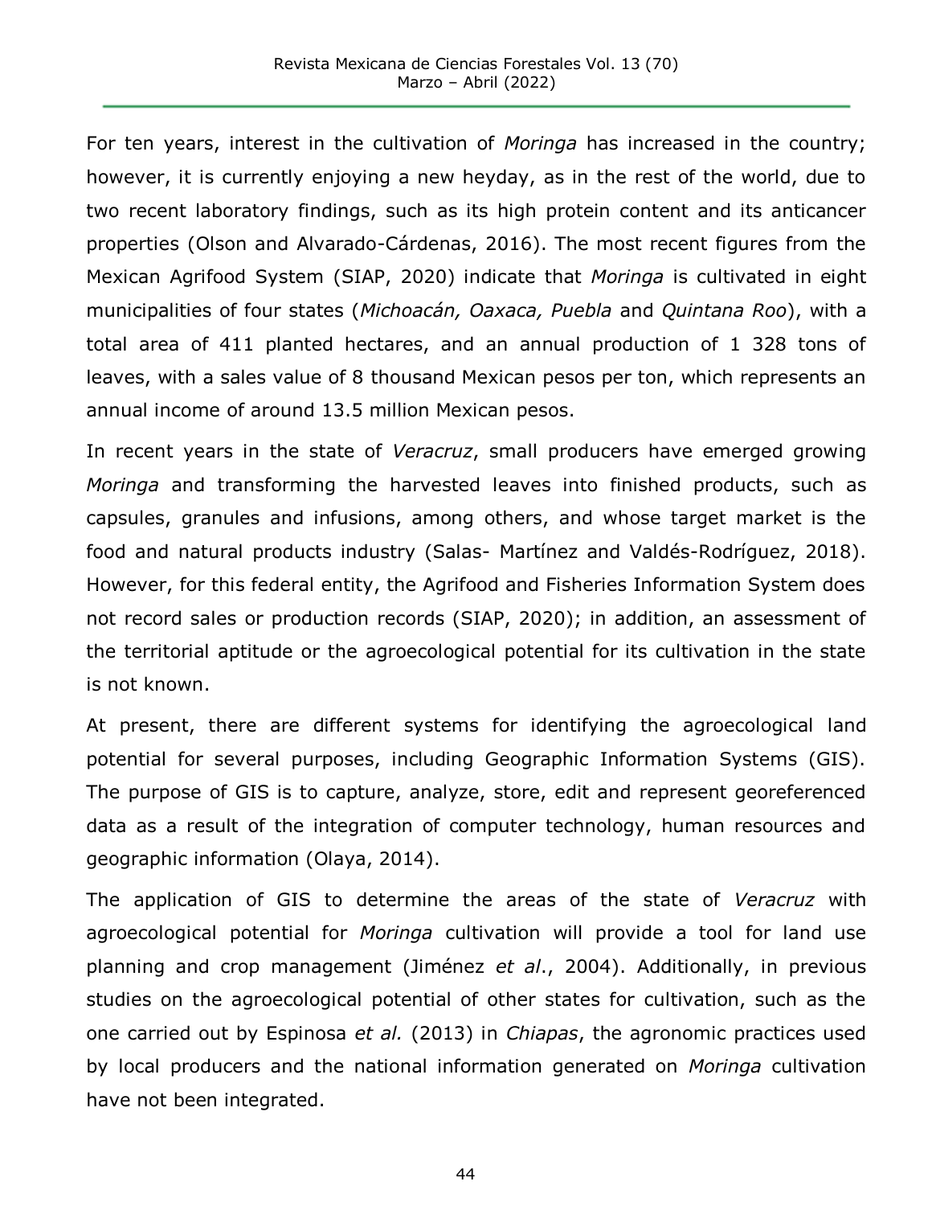For ten years, interest in the cultivation of *Moringa* has increased in the country; however, it is currently enjoying a new heyday, as in the rest of the world, due to two recent laboratory findings, such as its high protein content and its anticancer properties (Olson and Alvarado-Cárdenas, 2016). The most recent figures from the Mexican Agrifood System (SIAP, 2020) indicate that *Moringa* is cultivated in eight municipalities of four states (*Michoacán, Oaxaca, Puebla* and *Quintana Roo*), with a total area of 411 planted hectares, and an annual production of 1 328 tons of leaves, with a sales value of 8 thousand Mexican pesos per ton, which represents an annual income of around 13.5 million Mexican pesos.

In recent years in the state of *Veracruz*, small producers have emerged growing *Moringa* and transforming the harvested leaves into finished products, such as capsules, granules and infusions, among others, and whose target market is the food and natural products industry (Salas- Martínez and Valdés-Rodríguez, 2018). However, for this federal entity, the Agrifood and Fisheries Information System does not record sales or production records (SIAP, 2020); in addition, an assessment of the territorial aptitude or the agroecological potential for its cultivation in the state is not known.

At present, there are different systems for identifying the agroecological land potential for several purposes, including Geographic Information Systems (GIS). The purpose of GIS is to capture, analyze, store, edit and represent georeferenced data as a result of the integration of computer technology, human resources and geographic information (Olaya, 2014).

The application of GIS to determine the areas of the state of *Veracruz* with agroecological potential for *Moringa* cultivation will provide a tool for land use planning and crop management (Jiménez *et al*., 2004). Additionally, in previous studies on the agroecological potential of other states for cultivation, such as the one carried out by Espinosa *et al.* (2013) in *Chiapas*, the agronomic practices used by local producers and the national information generated on *Moringa* cultivation have not been integrated.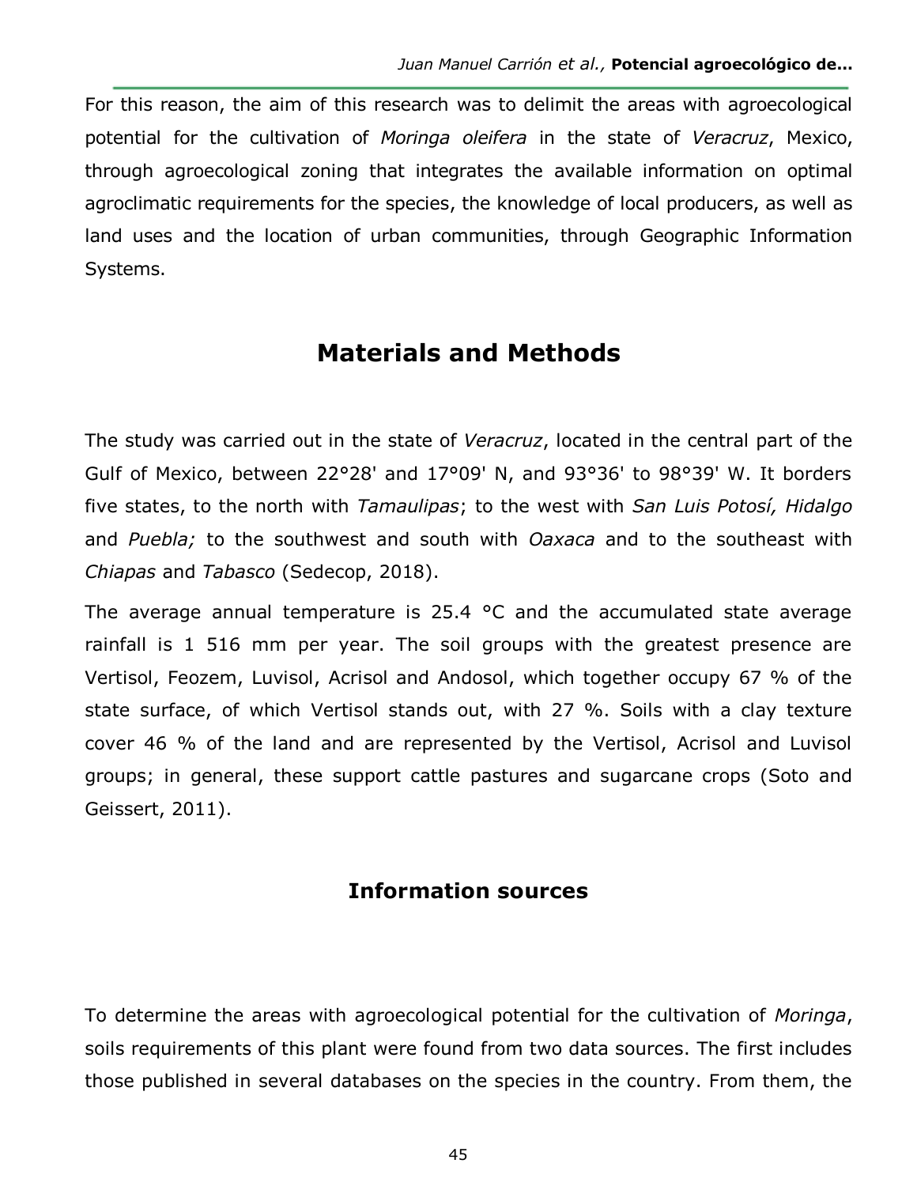For this reason, the aim of this research was to delimit the areas with agroecological potential for the cultivation of *Moringa oleifera* in the state of *Veracruz*, Mexico, through agroecological zoning that integrates the available information on optimal agroclimatic requirements for the species, the knowledge of local producers, as well as land uses and the location of urban communities, through Geographic Information Systems.

## Materials and Methods

The study was carried out in the state of *Veracruz*, located in the central part of the Gulf of Mexico, between 22°28' and 17°09' N, and 93°36' to 98°39' W. It borders five states, to the north with *Tamaulipas*; to the west with *San Luis Potosí, Hidalgo* and *Puebla;* to the southwest and south with *Oaxaca* and to the southeast with *Chiapas* and *Tabasco* (Sedecop, 2018).

The average annual temperature is 25.4 °C and the accumulated state average rainfall is 1 516 mm per year. The soil groups with the greatest presence are Vertisol, Feozem, Luvisol, Acrisol and Andosol, which together occupy 67 % of the state surface, of which Vertisol stands out, with 27 %. Soils with a clay texture cover 46 % of the land and are represented by the Vertisol, Acrisol and Luvisol groups; in general, these support cattle pastures and sugarcane crops (Soto and Geissert, 2011).

### Information sources

To determine the areas with agroecological potential for the cultivation of *Moringa*, soils requirements of this plant were found from two data sources. The first includes those published in several databases on the species in the country. From them, the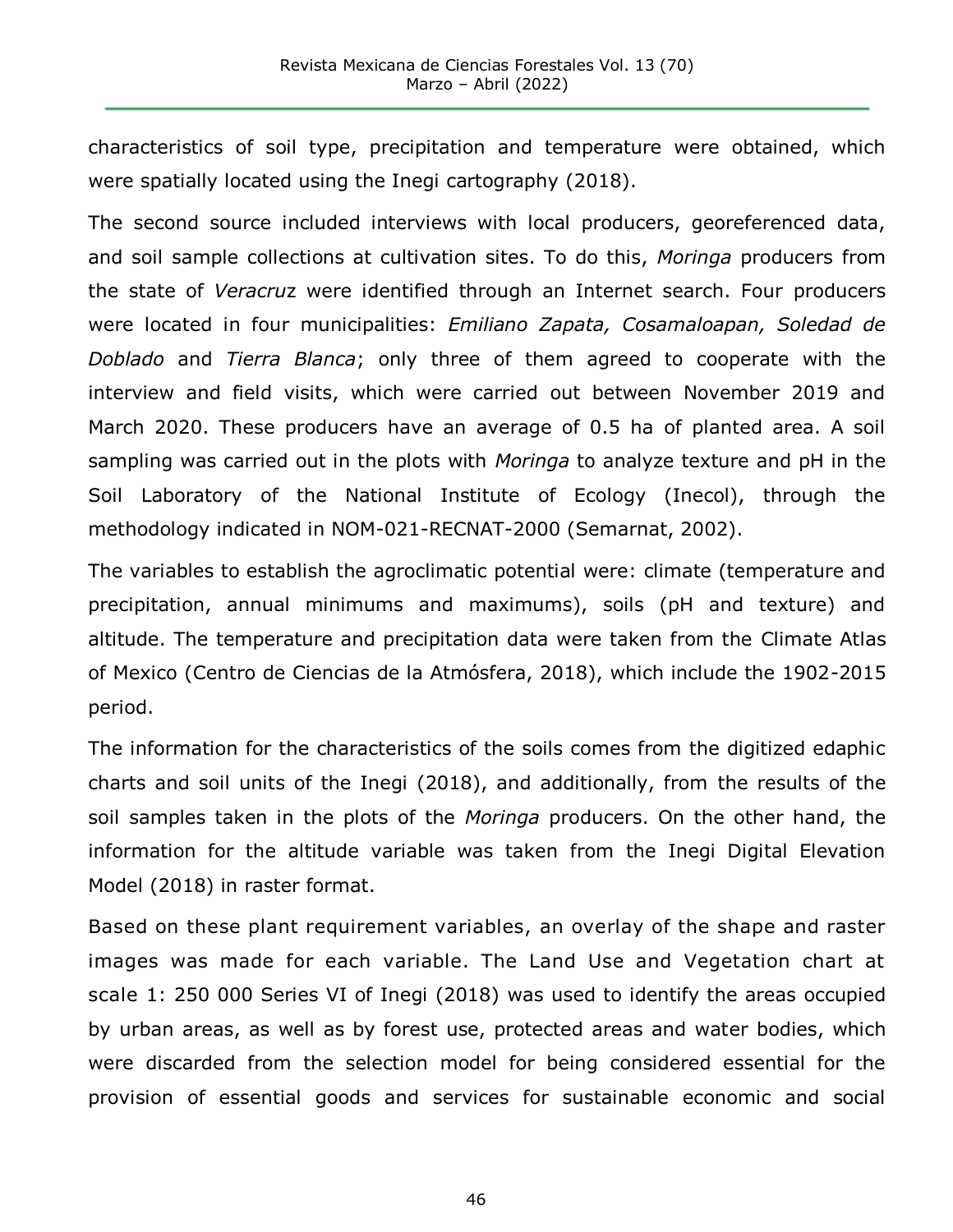characteristics of soil type, precipitation and temperature were obtained, which were spatially located using the Inegi cartography (2018).

The second source included interviews with local producers, georeferenced data, and soil sample collections at cultivation sites. To do this, *Moringa* producers from the state of *Veracru*z were identified through an Internet search. Four producers were located in four municipalities: *Emiliano Zapata, Cosamaloapan, Soledad de Doblado* and *Tierra Blanca*; only three of them agreed to cooperate with the interview and field visits, which were carried out between November 2019 and March 2020. These producers have an average of 0.5 ha of planted area. A soil sampling was carried out in the plots with *Moringa* to analyze texture and pH in the Soil Laboratory of the National Institute of Ecology (Inecol), through the methodology indicated in NOM-021-RECNAT-2000 (Semarnat, 2002).

The variables to establish the agroclimatic potential were: climate (temperature and precipitation, annual minimums and maximums), soils (pH and texture) and altitude. The temperature and precipitation data were taken from the Climate Atlas of Mexico (Centro de Ciencias de la Atmósfera, 2018), which include the 1902-2015 period.

The information for the characteristics of the soils comes from the digitized edaphic charts and soil units of the Inegi (2018), and additionally, from the results of the soil samples taken in the plots of the *Moringa* producers. On the other hand, the information for the altitude variable was taken from the Inegi Digital Elevation Model (2018) in raster format.

Based on these plant requirement variables, an overlay of the shape and raster images was made for each variable. The Land Use and Vegetation chart at scale 1: 250 000 Series VI of Inegi (2018) was used to identify the areas occupied by urban areas, as well as by forest use, protected areas and water bodies, which were discarded from the selection model for being considered essential for the provision of essential goods and services for sustainable economic and social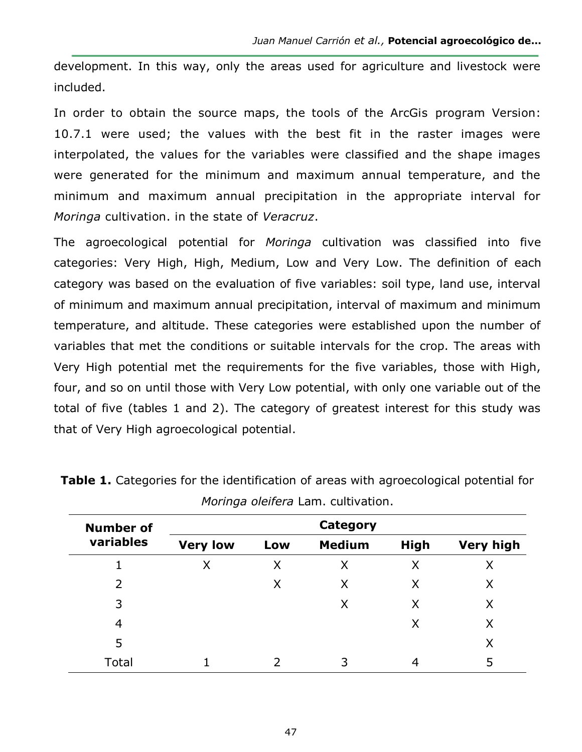development. In this way, only the areas used for agriculture and livestock were included.

In order to obtain the source maps, the tools of the ArcGis program Version: 10.7.1 were used; the values with the best fit in the raster images were interpolated, the values for the variables were classified and the shape images were generated for the minimum and maximum annual temperature, and the minimum and maximum annual precipitation in the appropriate interval for *Moringa* cultivation. in the state of *Veracruz*.

The agroecological potential for *Moringa* cultivation was classified into five categories: Very High, High, Medium, Low and Very Low. The definition of each category was based on the evaluation of five variables: soil type, land use, interval of minimum and maximum annual precipitation, interval of maximum and minimum temperature, and altitude. These categories were established upon the number of variables that met the conditions or suitable intervals for the crop. The areas with Very High potential met the requirements for the five variables, those with High, four, and so on until those with Very Low potential, with only one variable out of the total of five (tables 1 and 2). The category of greatest interest for this study was that of Very High agroecological potential.

**Table 1.** Categories for the identification of areas with agroecological potential for *Moringa oleifera* Lam. cultivation.

| Number of variables | Category | | | | |
|---|---|---|---|---|---|
| | **Very low** | **Low** | **Medium** | **High** | **Very high** |
| 1 | X | X | X | X | X |
| 2 | | X | X | X | X |
| 3 | | | X | X | X |
| 4 | | | | X | X |
| 5 | | | | | X |
| Total | 1 | 2 | 3 | 4 | 5 |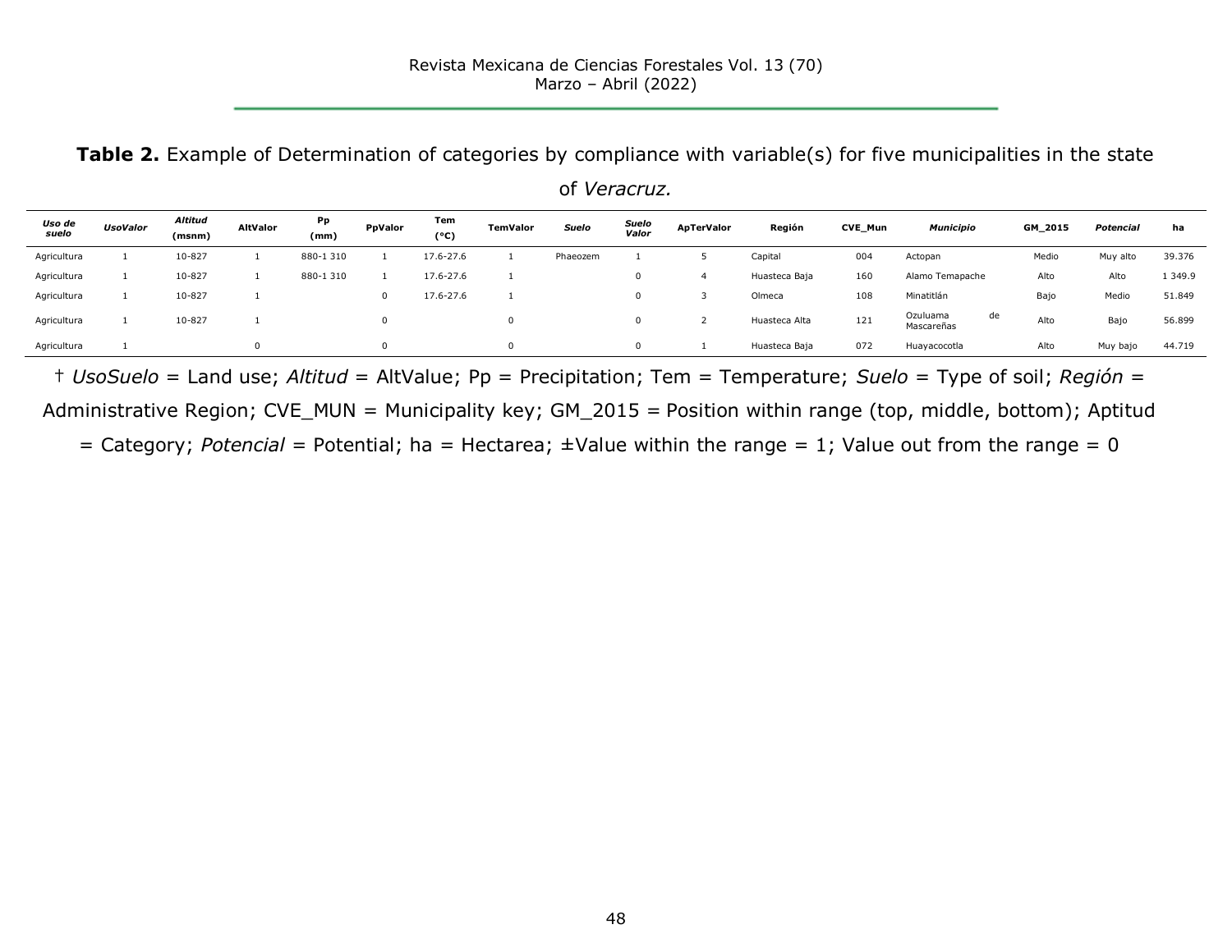**Table 2.** Example of Determination of categories by compliance with variable(s) for five municipalities in the state of *Veracruz.*

| *Uso de suelo* | *UsoValor* | *Altitud* (msnm) | AltValor | Pp (mm) | PpValor | Tem (°C) | TemValor | *Suelo* | *Suelo Valor* | ApTerValor | Región | CVE_Mun | *Municipio* | GM_2015 | *Potencial* | ha |
|---|---|---|---|---|---|---|---|---|---|---|---|---|---|---|---|---|
| Agricultura | 1 | 10-827 | 1 | 880-1 310 | 1 | 17.6-27.6 | 1 | Phaeozem | 1 | 5 | Capital | 004 | Actopan | Medio | Muy alto | 39.376 |
| Agricultura | 1 | 10-827 | 1 | 880-1 310 | 1 | 17.6-27.6 | 1 | | 0 | 4 | Huasteca Baja | 160 | Alamo Temapache | Alto | Alto | 1 349.9 |
| Agricultura | 1 | 10-827 | 1 | | 0 | 17.6-27.6 | 1 | | 0 | 3 | Olmeca | 108 | Minatitlán | Bajo | Medio | 51.849 |
| Agricultura | 1 | 10-827 | 1 | | 0 | | 0 | | 0 | 2 | Huasteca Alta | 121 | Ozuluama de Mascareñas | Alto | Bajo | 56.899 |
| Agricultura | 1 | | 0 | | 0 | | 0 | | 0 | 1 | Huasteca Baja | 072 | Huayacocotla | Alto | Muy bajo | 44.719 |

† *UsoSuelo* = Land use; *Altitud* = AltValue; Pp = Precipitation; Tem = Temperature; *Suelo* = Type of soil; *Región* = Administrative Region; CVE_MUN = Municipality key; GM_2015 = Position within range (top, middle, bottom); Aptitud = Category; *Potencial* = Potential; ha = Hectarea; ±Value within the range = 1; Value out from the range = 0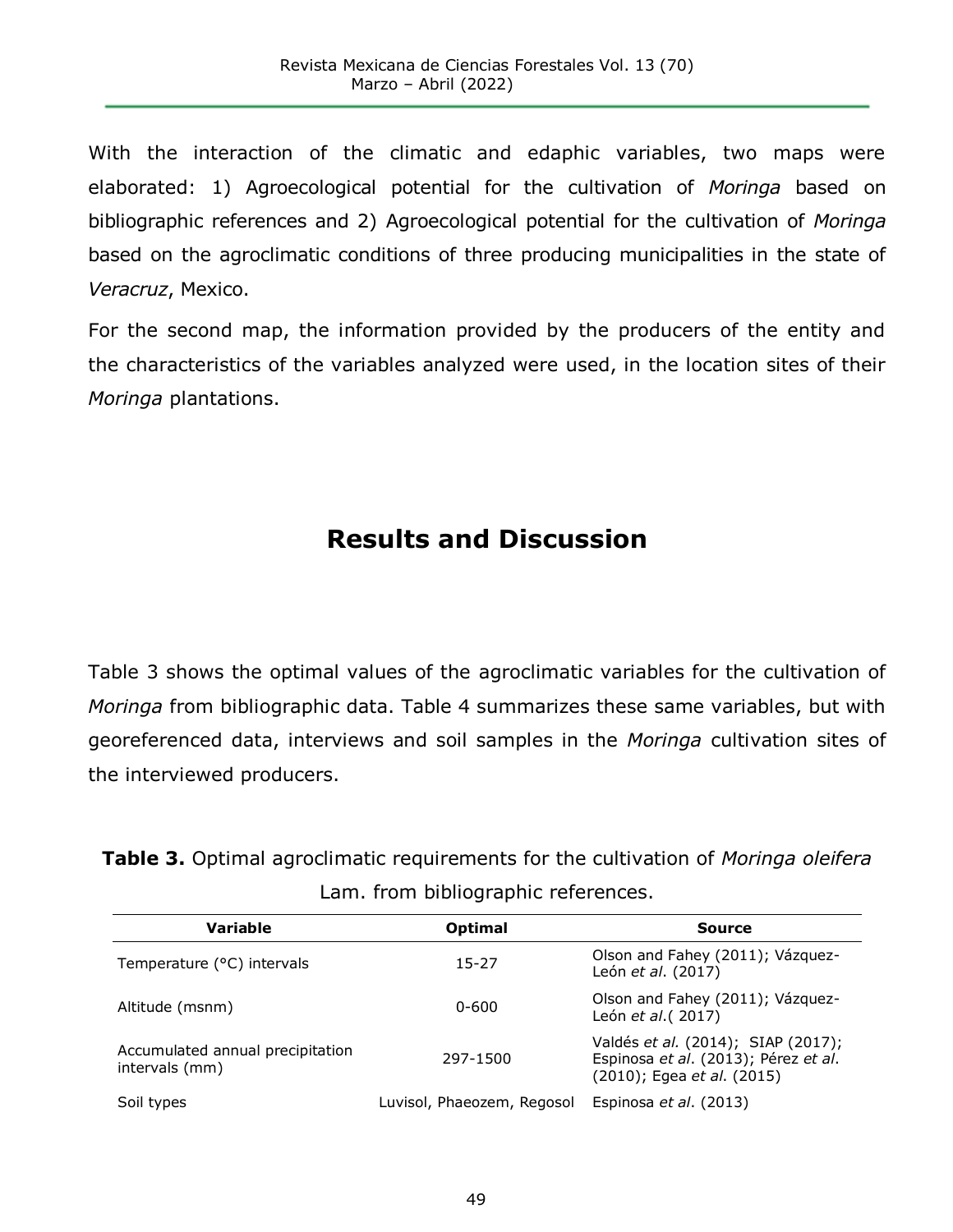With the interaction of the climatic and edaphic variables, two maps were elaborated: 1) Agroecological potential for the cultivation of *Moringa* based on bibliographic references and 2) Agroecological potential for the cultivation of *Moringa* based on the agroclimatic conditions of three producing municipalities in the state of *Veracruz*, Mexico.

For the second map, the information provided by the producers of the entity and the characteristics of the variables analyzed were used, in the location sites of their *Moringa* plantations.

# Results and Discussion

Table 3 shows the optimal values of the agroclimatic variables for the cultivation of *Moringa* from bibliographic data. Table 4 summarizes these same variables, but with georeferenced data, interviews and soil samples in the *Moringa* cultivation sites of the interviewed producers.

**Table 3.** Optimal agroclimatic requirements for the cultivation of *Moringa oleifera* Lam. from bibliographic references.

| Variable | Optimal | Source |
|---|---|---|
| Temperature (°C) intervals | 15-27 | Olson and Fahey (2011); Vázquez-León *et al*. (2017) |
| Altitude (msnm) | 0-600 | Olson and Fahey (2011); Vázquez-León *et al*.( 2017) |
| Accumulated annual precipitation intervals (mm) | 297-1500 | Valdés *et al*. (2014); SIAP (2017); Espinosa *et al*. (2013); Pérez *et al*. (2010); Egea *et al*. (2015) |
| Soil types | Luvisol, Phaeozem, Regosol | Espinosa *et al*. (2013) |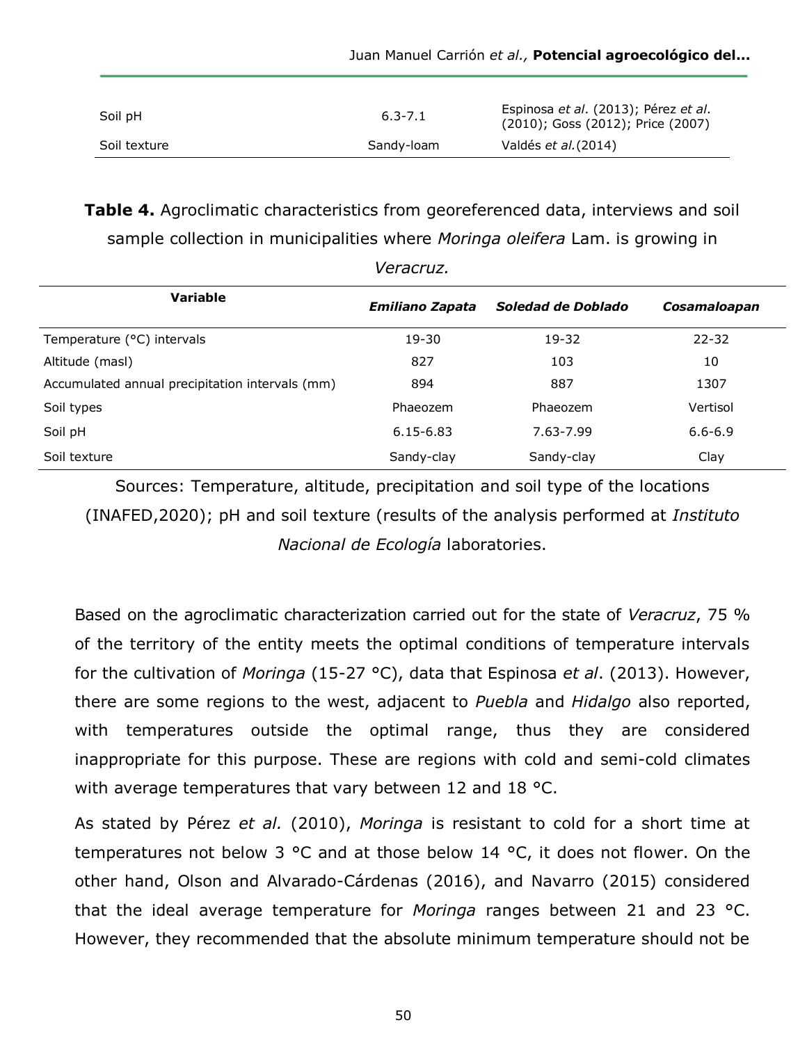| Soil pH | 6.3-7.1 | Espinosa *et al*. (2013); Pérez *et al*. (2010); Goss (2012); Price (2007) |
|---|---|---|
| Soil texture | Sandy-loam | Valdés *et al.*(2014) |

**Table 4.** Agroclimatic characteristics from georeferenced data, interviews and soil sample collection in municipalities where *Moringa oleifera* Lam. is growing in *Veracruz.*

| Variable | *Emiliano Zapata* | *Soledad de Doblado* | *Cosamaloapan* |
|---|---|---|---|
| Temperature (°C) intervals | 19-30 | 19-32 | 22-32 |
| Altitude (masl) | 827 | 103 | 10 |
| Accumulated annual precipitation intervals (mm) | 894 | 887 | 1307 |
| Soil types | Phaeozem | Phaeozem | Vertisol |
| Soil pH | 6.15-6.83 | 7.63-7.99 | 6.6-6.9 |
| Soil texture | Sandy-clay | Sandy-clay | Clay |

Sources: Temperature, altitude, precipitation and soil type of the locations (INAFED,2020); pH and soil texture (results of the analysis performed at *Instituto Nacional de Ecología* laboratories.

Based on the agroclimatic characterization carried out for the state of *Veracruz*, 75 % of the territory of the entity meets the optimal conditions of temperature intervals for the cultivation of *Moringa* (15-27 °C), data that Espinosa *et al*. (2013). However, there are some regions to the west, adjacent to *Puebla* and *Hidalgo* also reported, with temperatures outside the optimal range, thus they are considered inappropriate for this purpose. These are regions with cold and semi-cold climates with average temperatures that vary between 12 and 18 °C.

As stated by Pérez *et al.* (2010), *Moringa* is resistant to cold for a short time at temperatures not below 3 °C and at those below 14 °C, it does not flower. On the other hand, Olson and Alvarado-Cárdenas (2016), and Navarro (2015) considered that the ideal average temperature for *Moringa* ranges between 21 and 23 °C. However, they recommended that the absolute minimum temperature should not be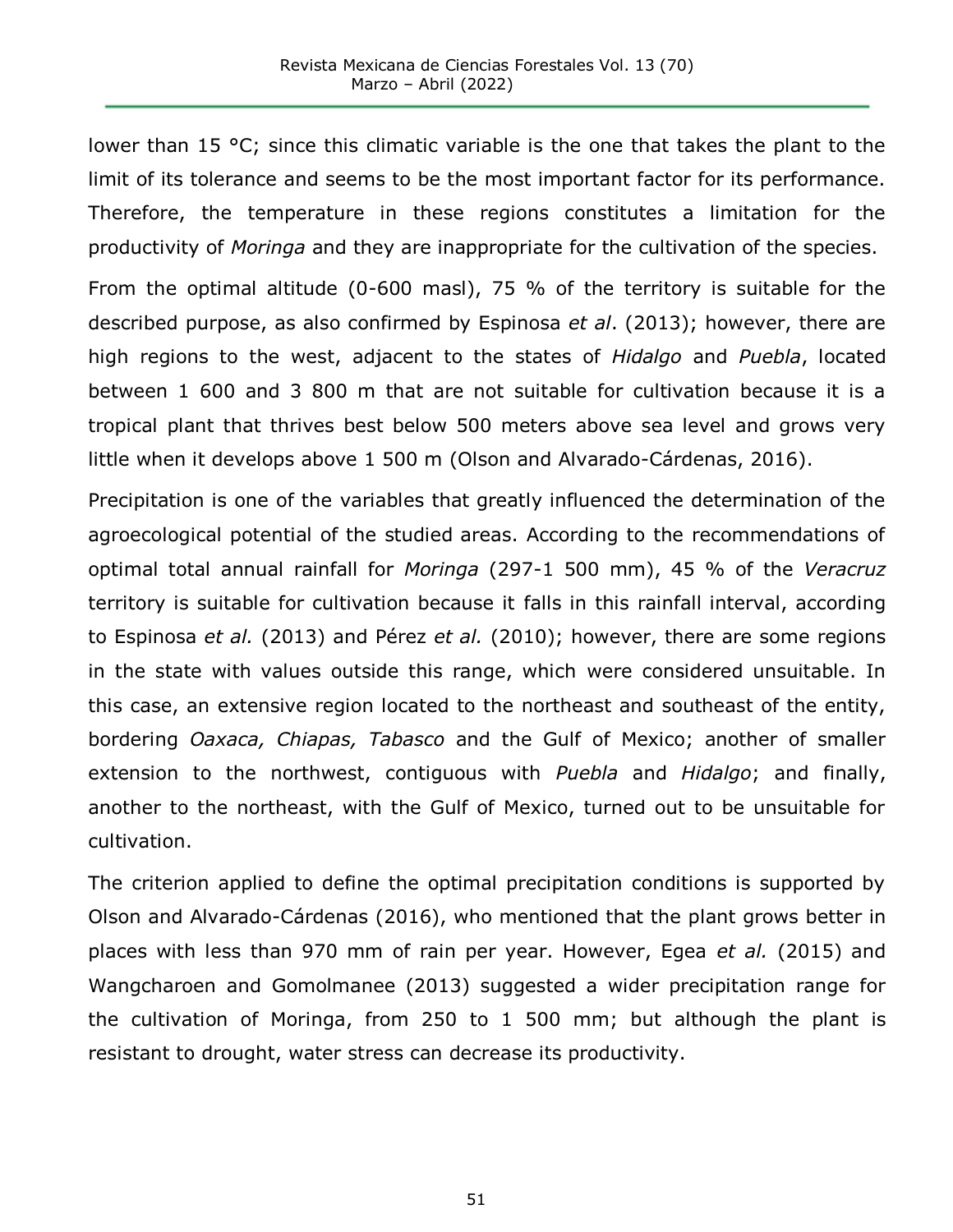lower than 15 °C; since this climatic variable is the one that takes the plant to the limit of its tolerance and seems to be the most important factor for its performance. Therefore, the temperature in these regions constitutes a limitation for the productivity of *Moringa* and they are inappropriate for the cultivation of the species.

From the optimal altitude (0-600 masl), 75 % of the territory is suitable for the described purpose, as also confirmed by Espinosa *et al*. (2013); however, there are high regions to the west, adjacent to the states of *Hidalgo* and *Puebla*, located between 1 600 and 3 800 m that are not suitable for cultivation because it is a tropical plant that thrives best below 500 meters above sea level and grows very little when it develops above 1 500 m (Olson and Alvarado-Cárdenas, 2016).

Precipitation is one of the variables that greatly influenced the determination of the agroecological potential of the studied areas. According to the recommendations of optimal total annual rainfall for *Moringa* (297-1 500 mm), 45 % of the *Veracruz* territory is suitable for cultivation because it falls in this rainfall interval, according to Espinosa *et al.* (2013) and Pérez *et al.* (2010); however, there are some regions in the state with values outside this range, which were considered unsuitable. In this case, an extensive region located to the northeast and southeast of the entity, bordering *Oaxaca, Chiapas, Tabasco* and the Gulf of Mexico; another of smaller extension to the northwest, contiguous with *Puebla* and *Hidalgo*; and finally, another to the northeast, with the Gulf of Mexico, turned out to be unsuitable for cultivation.

The criterion applied to define the optimal precipitation conditions is supported by Olson and Alvarado-Cárdenas (2016), who mentioned that the plant grows better in places with less than 970 mm of rain per year. However, Egea *et al.* (2015) and Wangcharoen and Gomolmanee (2013) suggested a wider precipitation range for the cultivation of Moringa, from 250 to 1 500 mm; but although the plant is resistant to drought, water stress can decrease its productivity.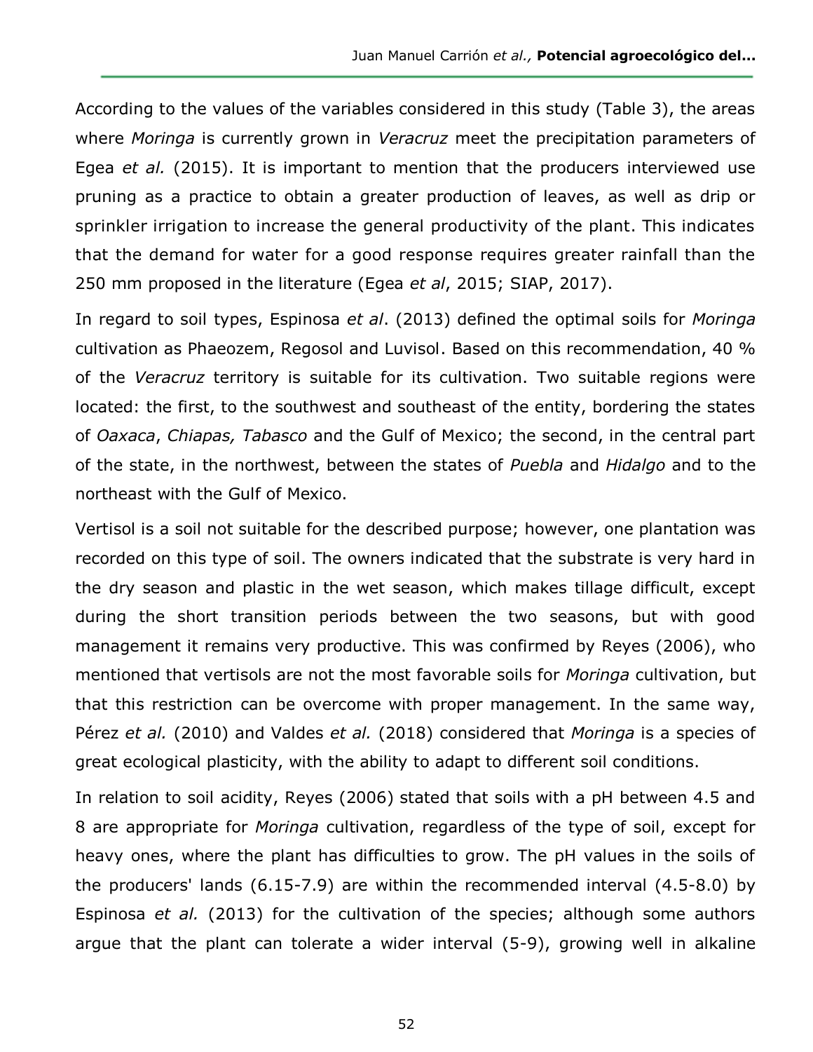According to the values of the variables considered in this study (Table 3), the areas where *Moringa* is currently grown in *Veracruz* meet the precipitation parameters of Egea *et al.* (2015). It is important to mention that the producers interviewed use pruning as a practice to obtain a greater production of leaves, as well as drip or sprinkler irrigation to increase the general productivity of the plant. This indicates that the demand for water for a good response requires greater rainfall than the 250 mm proposed in the literature (Egea *et al*, 2015; SIAP, 2017).

In regard to soil types, Espinosa *et al*. (2013) defined the optimal soils for *Moringa* cultivation as Phaeozem, Regosol and Luvisol. Based on this recommendation, 40 % of the *Veracruz* territory is suitable for its cultivation. Two suitable regions were located: the first, to the southwest and southeast of the entity, bordering the states of *Oaxaca*, *Chiapas, Tabasco* and the Gulf of Mexico; the second, in the central part of the state, in the northwest, between the states of *Puebla* and *Hidalgo* and to the northeast with the Gulf of Mexico.

Vertisol is a soil not suitable for the described purpose; however, one plantation was recorded on this type of soil. The owners indicated that the substrate is very hard in the dry season and plastic in the wet season, which makes tillage difficult, except during the short transition periods between the two seasons, but with good management it remains very productive. This was confirmed by Reyes (2006), who mentioned that vertisols are not the most favorable soils for *Moringa* cultivation, but that this restriction can be overcome with proper management. In the same way, Pérez *et al.* (2010) and Valdes *et al.* (2018) considered that *Moringa* is a species of great ecological plasticity, with the ability to adapt to different soil conditions.

In relation to soil acidity, Reyes (2006) stated that soils with a pH between 4.5 and 8 are appropriate for *Moringa* cultivation, regardless of the type of soil, except for heavy ones, where the plant has difficulties to grow. The pH values in the soils of the producers' lands (6.15-7.9) are within the recommended interval (4.5-8.0) by Espinosa *et al.* (2013) for the cultivation of the species; although some authors argue that the plant can tolerate a wider interval (5-9), growing well in alkaline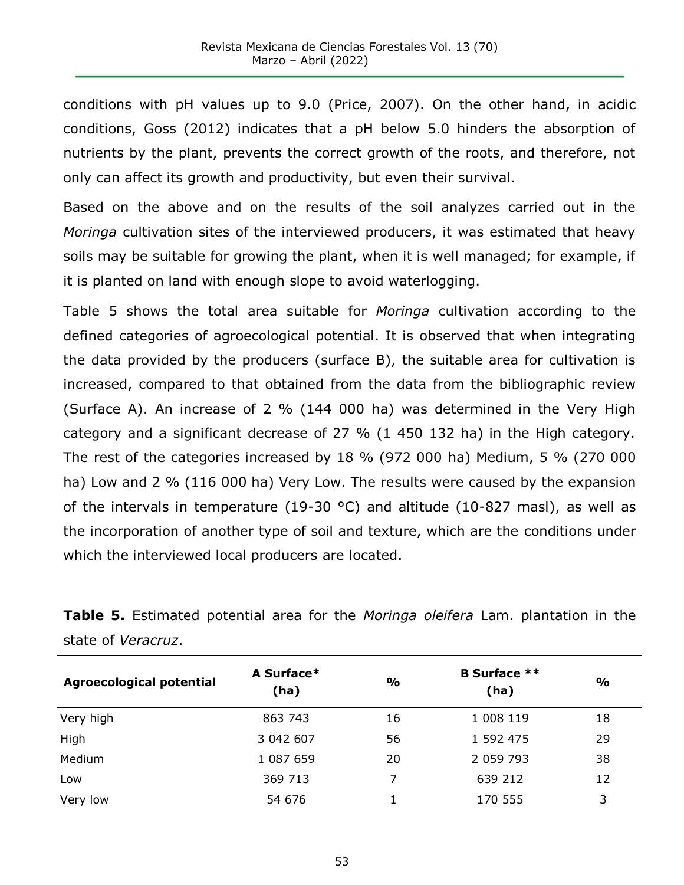conditions with pH values up to 9.0 (Price, 2007). On the other hand, in acidic conditions, Goss (2012) indicates that a pH below 5.0 hinders the absorption of nutrients by the plant, prevents the correct growth of the roots, and therefore, not only can affect its growth and productivity, but even their survival.

Based on the above and on the results of the soil analyzes carried out in the *Moringa* cultivation sites of the interviewed producers, it was estimated that heavy soils may be suitable for growing the plant, when it is well managed; for example, if it is planted on land with enough slope to avoid waterlogging.

Table 5 shows the total area suitable for *Moringa* cultivation according to the defined categories of agroecological potential. It is observed that when integrating the data provided by the producers (surface B), the suitable area for cultivation is increased, compared to that obtained from the data from the bibliographic review (Surface A). An increase of 2 % (144 000 ha) was determined in the Very High category and a significant decrease of 27 % (1 450 132 ha) in the High category. The rest of the categories increased by 18 % (972 000 ha) Medium, 5 % (270 000 ha) Low and 2 % (116 000 ha) Very Low. The results were caused by the expansion of the intervals in temperature (19-30 °C) and altitude (10-827 masl), as well as the incorporation of another type of soil and texture, which are the conditions under which the interviewed local producers are located.

**Table 5.** Estimated potential area for the *Moringa oleifera* Lam. plantation in the state of *Veracruz*.

| Agroecological potential | A Surface* (ha) | % | B Surface ** (ha) | % |
|---|---|---|---|---|
| Very high | 863 743 | 16 | 1 008 119 | 18 |
| High | 3 042 607 | 56 | 1 592 475 | 29 |
| Medium | 1 087 659 | 20 | 2 059 793 | 38 |
| Low | 369 713 | 7 | 639 212 | 12 |
| Very low | 54 676 | 1 | 170 555 | 3 |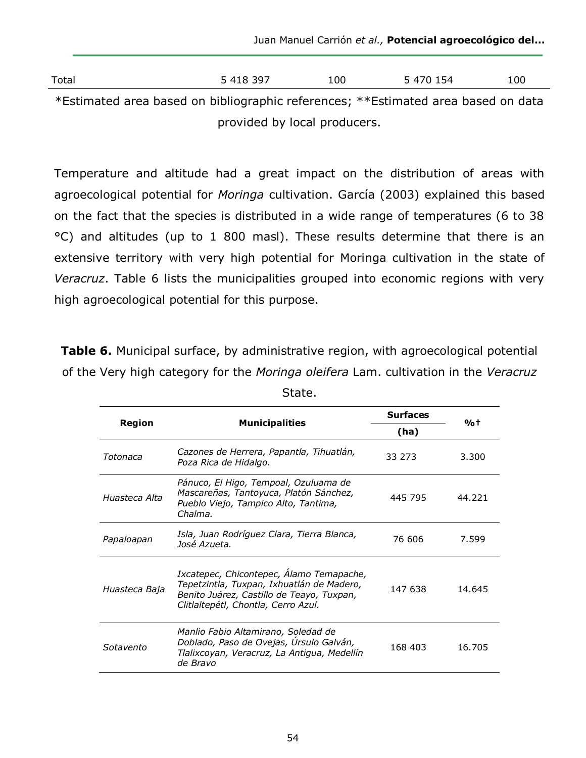| Total | 5 418 397 | 100 | 5 470 154 | 100 |
|---|---|---|---|---|

*Estimated area based on bibliographic references; **Estimated area based on data provided by local producers.

Temperature and altitude had a great impact on the distribution of areas with agroecological potential for *Moringa* cultivation. García (2003) explained this based on the fact that the species is distributed in a wide range of temperatures (6 to 38 °C) and altitudes (up to 1 800 masl). These results determine that there is an extensive territory with very high potential for Moringa cultivation in the state of *Veracruz*. Table 6 lists the municipalities grouped into economic regions with very high agroecological potential for this purpose.

**Table 6.** Municipal surface, by administrative region, with agroecological potential of the Very high category for the *Moringa oleifera* Lam. cultivation in the *Veracruz* State.

| Region | Municipalities | Surfaces (ha) | %† |
|---|---|---|---|
| *Totonaca* | *Cazones de Herrera, Papantla, Tihuatlán, Poza Rica de Hidalgo.* | 33 273 | 3.300 |
| *Huasteca Alta* | *Pánuco, El Higo, Tempoal, Ozuluama de Mascareñas, Tantoyuca, Platón Sánchez, Pueblo Viejo, Tampico Alto, Tantima, Chalma.* | 445 795 | 44.221 |
| *Papaloapan* | *Isla, Juan Rodríguez Clara, Tierra Blanca, José Azueta.* | 76 606 | 7.599 |
| *Huasteca Baja* | *Ixcatepec, Chicontepec, Álamo Temapache, Tepetzintla, Tuxpan, Ixhuatlán de Madero, Benito Juárez, Castillo de Teayo, Tuxpan, Clitlaltepétl, Chontla, Cerro Azul.* | 147 638 | 14.645 |
| *Sotavento* | *Manlio Fabio Altamirano, Soledad de Doblado, Paso de Ovejas, Úrsulo Galván, Tlalixcoyan, Veracruz, La Antigua, Medellín de Bravo* | 168 403 | 16.705 |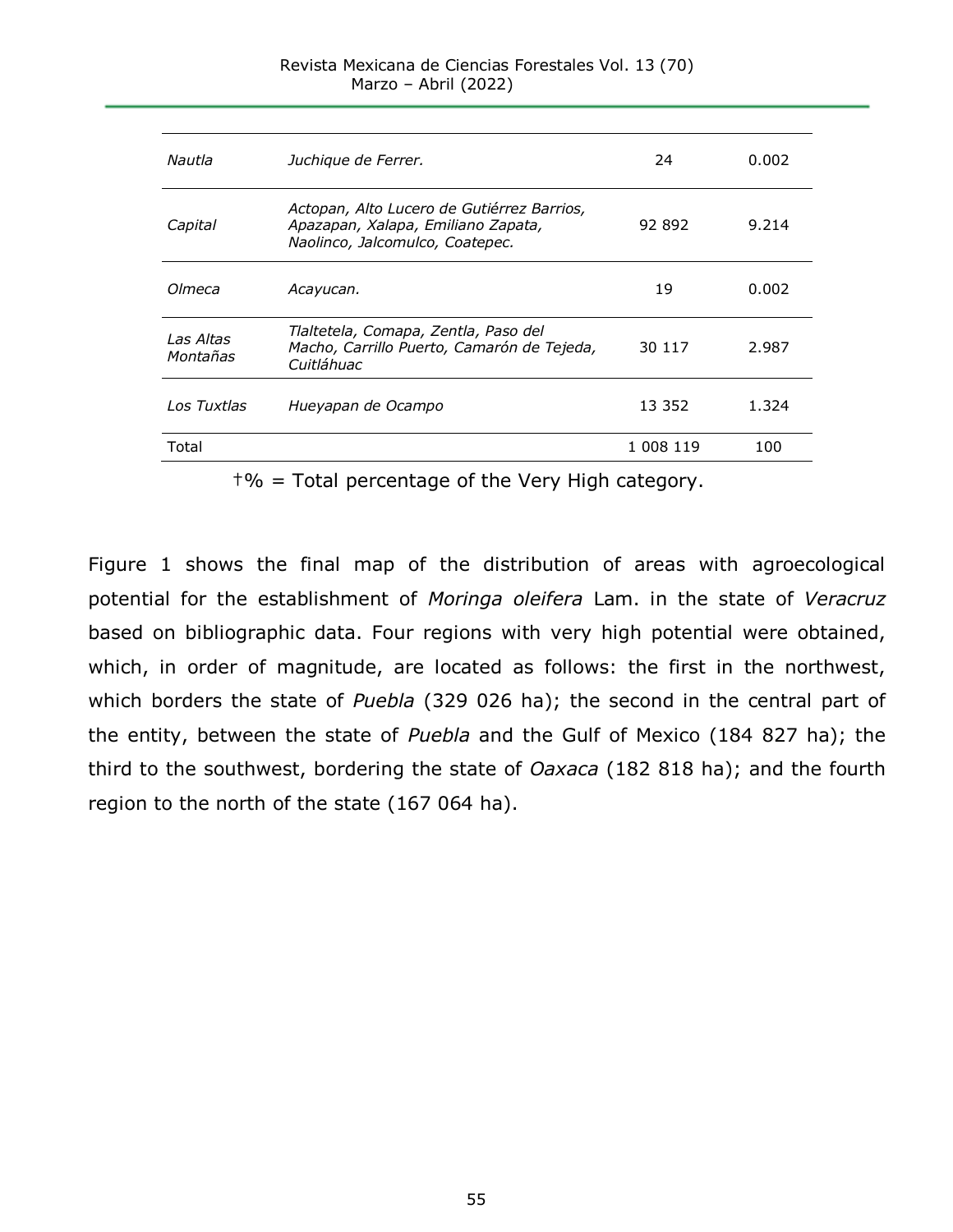| | | | |
|---|---|---|---|
| *Nautla* | *Juchique de Ferrer.* | 24 | 0.002 |
| *Capital* | *Actopan, Alto Lucero de Gutiérrez Barrios, Apazapan, Xalapa, Emiliano Zapata, Naolinco, Jalcomulco, Coatepec.* | 92 892 | 9.214 |
| *Olmeca* | *Acayucan.* | 19 | 0.002 |
| *Las Altas Montañas* | *Tlaltetela, Comapa, Zentla, Paso del Macho, Carrillo Puerto, Camarón de Tejeda, Cuitláhuac* | 30 117 | 2.987 |
| *Los Tuxtlas* | *Hueyapan de Ocampo* | 13 352 | 1.324 |
| Total | | 1 008 119 | 100 |

†% = Total percentage of the Very High category.

Figure 1 shows the final map of the distribution of areas with agroecological potential for the establishment of *Moringa oleifera* Lam. in the state of *Veracruz* based on bibliographic data. Four regions with very high potential were obtained, which, in order of magnitude, are located as follows: the first in the northwest, which borders the state of *Puebla* (329 026 ha); the second in the central part of the entity, between the state of *Puebla* and the Gulf of Mexico (184 827 ha); the third to the southwest, bordering the state of *Oaxaca* (182 818 ha); and the fourth region to the north of the state (167 064 ha).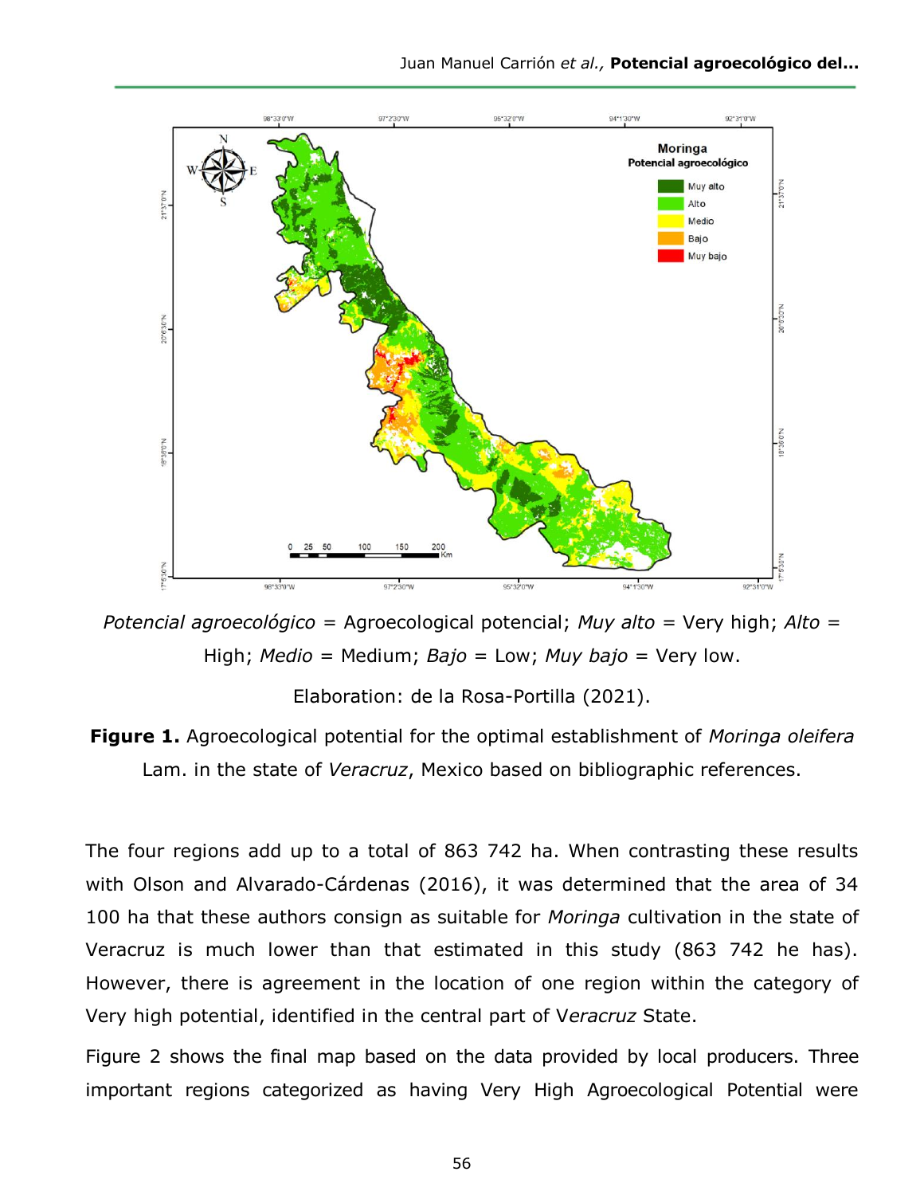*Potencial agroecológico* = Agroecological potencial; *Muy alto* = Very high; *Alto* = High; *Medio* = Medium; *Bajo* = Low; *Muy bajo* = Very low.

Elaboration: de la Rosa-Portilla (2021).

**Figure 1.** Agroecological potential for the optimal establishment of *Moringa oleifera* Lam. in the state of *Veracruz*, Mexico based on bibliographic references.

The four regions add up to a total of 863 742 ha. When contrasting these results with Olson and Alvarado-Cárdenas (2016), it was determined that the area of 34 100 ha that these authors consign as suitable for *Moringa* cultivation in the state of Veracruz is much lower than that estimated in this study (863 742 he has). However, there is agreement in the location of one region within the category of Very high potential, identified in the central part of V*eracruz* State.

Figure 2 shows the final map based on the data provided by local producers. Three important regions categorized as having Very High Agroecological Potential were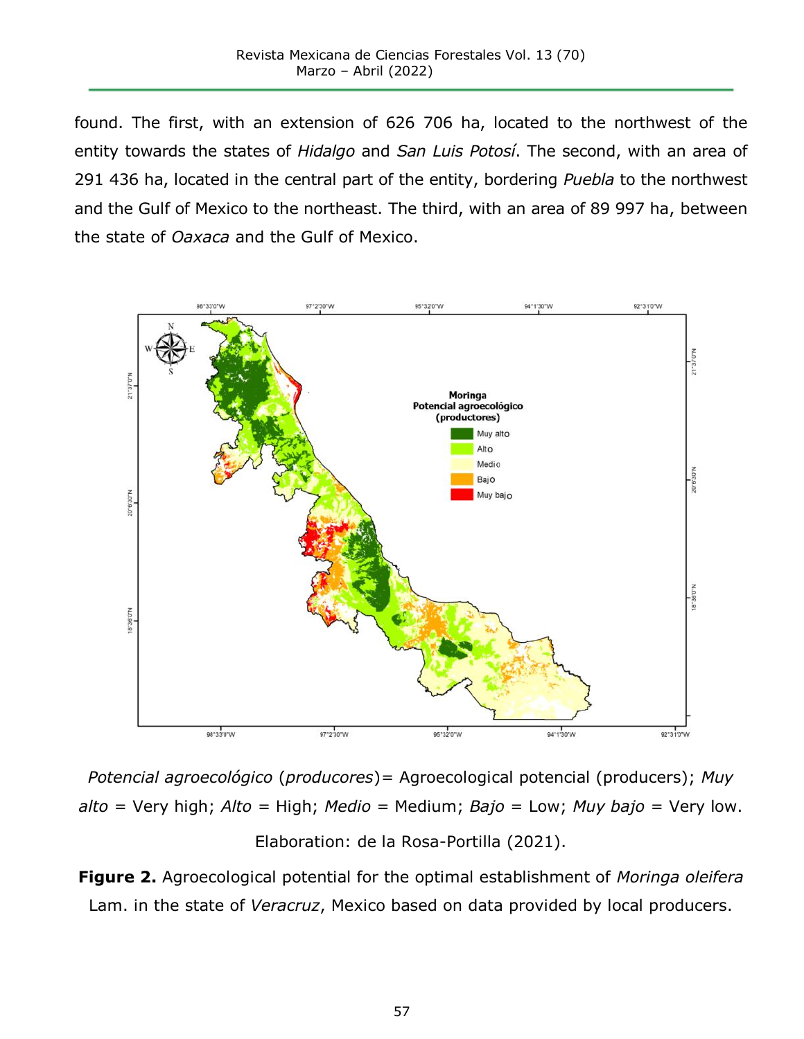found. The first, with an extension of 626 706 ha, located to the northwest of the entity towards the states of *Hidalgo* and *San Luis Potosí*. The second, with an area of 291 436 ha, located in the central part of the entity, bordering *Puebla* to the northwest and the Gulf of Mexico to the northeast. The third, with an area of 89 997 ha, between the state of *Oaxaca* and the Gulf of Mexico.

*Potencial agroecológico* (*producores*)= Agroecological potencial (producers); *Muy alto* = Very high; *Alto* = High; *Medio* = Medium; *Bajo* = Low; *Muy bajo* = Very low.

Elaboration: de la Rosa-Portilla (2021).

**Figure 2.** Agroecological potential for the optimal establishment of *Moringa oleifera* Lam. in the state of *Veracruz*, Mexico based on data provided by local producers.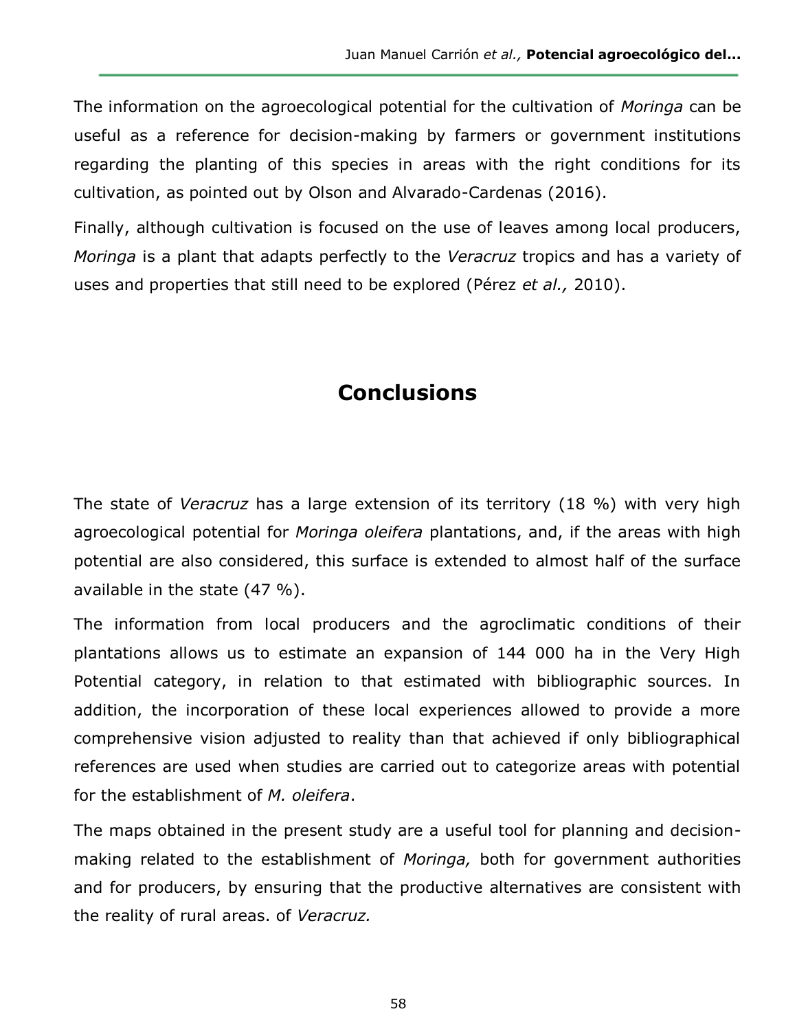The information on the agroecological potential for the cultivation of *Moringa* can be useful as a reference for decision-making by farmers or government institutions regarding the planting of this species in areas with the right conditions for its cultivation, as pointed out by Olson and Alvarado-Cardenas (2016).

Finally, although cultivation is focused on the use of leaves among local producers, *Moringa* is a plant that adapts perfectly to the *Veracruz* tropics and has a variety of uses and properties that still need to be explored (Pérez *et al.,* 2010).

## Conclusions

The state of *Veracruz* has a large extension of its territory (18 %) with very high agroecological potential for *Moringa oleifera* plantations, and, if the areas with high potential are also considered, this surface is extended to almost half of the surface available in the state (47 %).

The information from local producers and the agroclimatic conditions of their plantations allows us to estimate an expansion of 144 000 ha in the Very High Potential category, in relation to that estimated with bibliographic sources. In addition, the incorporation of these local experiences allowed to provide a more comprehensive vision adjusted to reality than that achieved if only bibliographical references are used when studies are carried out to categorize areas with potential for the establishment of *M. oleifera*.

The maps obtained in the present study are a useful tool for planning and decision-making related to the establishment of *Moringa,* both for government authorities and for producers, by ensuring that the productive alternatives are consistent with the reality of rural areas. of *Veracruz.*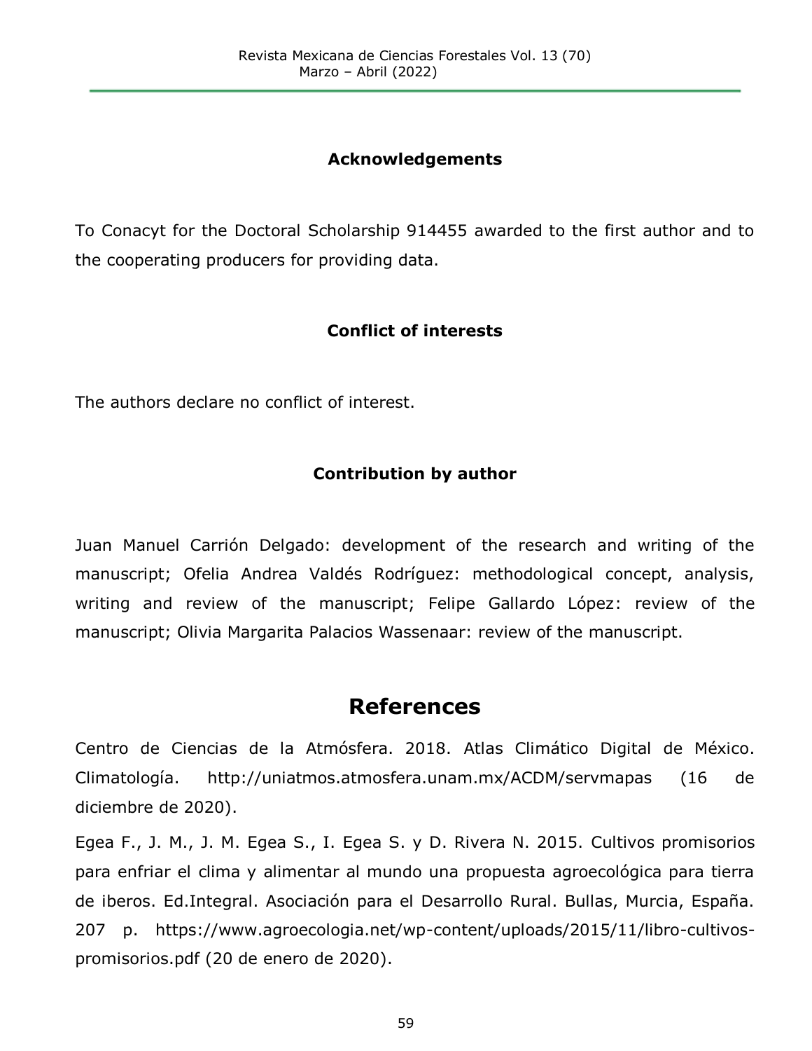### Acknowledgements

To Conacyt for the Doctoral Scholarship 914455 awarded to the first author and to the cooperating producers for providing data.

### Conflict of interests

The authors declare no conflict of interest.

### Contribution by author

Juan Manuel Carrión Delgado: development of the research and writing of the manuscript; Ofelia Andrea Valdés Rodríguez: methodological concept, analysis, writing and review of the manuscript; Felipe Gallardo López: review of the manuscript; Olivia Margarita Palacios Wassenaar: review of the manuscript.

## References

Centro de Ciencias de la Atmósfera. 2018. Atlas Climático Digital de México. Climatología. http://uniatmos.atmosfera.unam.mx/ACDM/servmapas (16 de diciembre de 2020).

Egea F., J. M., J. M. Egea S., I. Egea S. y D. Rivera N. 2015. Cultivos promisorios para enfriar el clima y alimentar al mundo una propuesta agroecológica para tierra de iberos. Ed.Integral. Asociación para el Desarrollo Rural. Bullas, Murcia, España. 207 p. https://www.agroecologia.net/wp-content/uploads/2015/11/libro-cultivos-promisorios.pdf (20 de enero de 2020).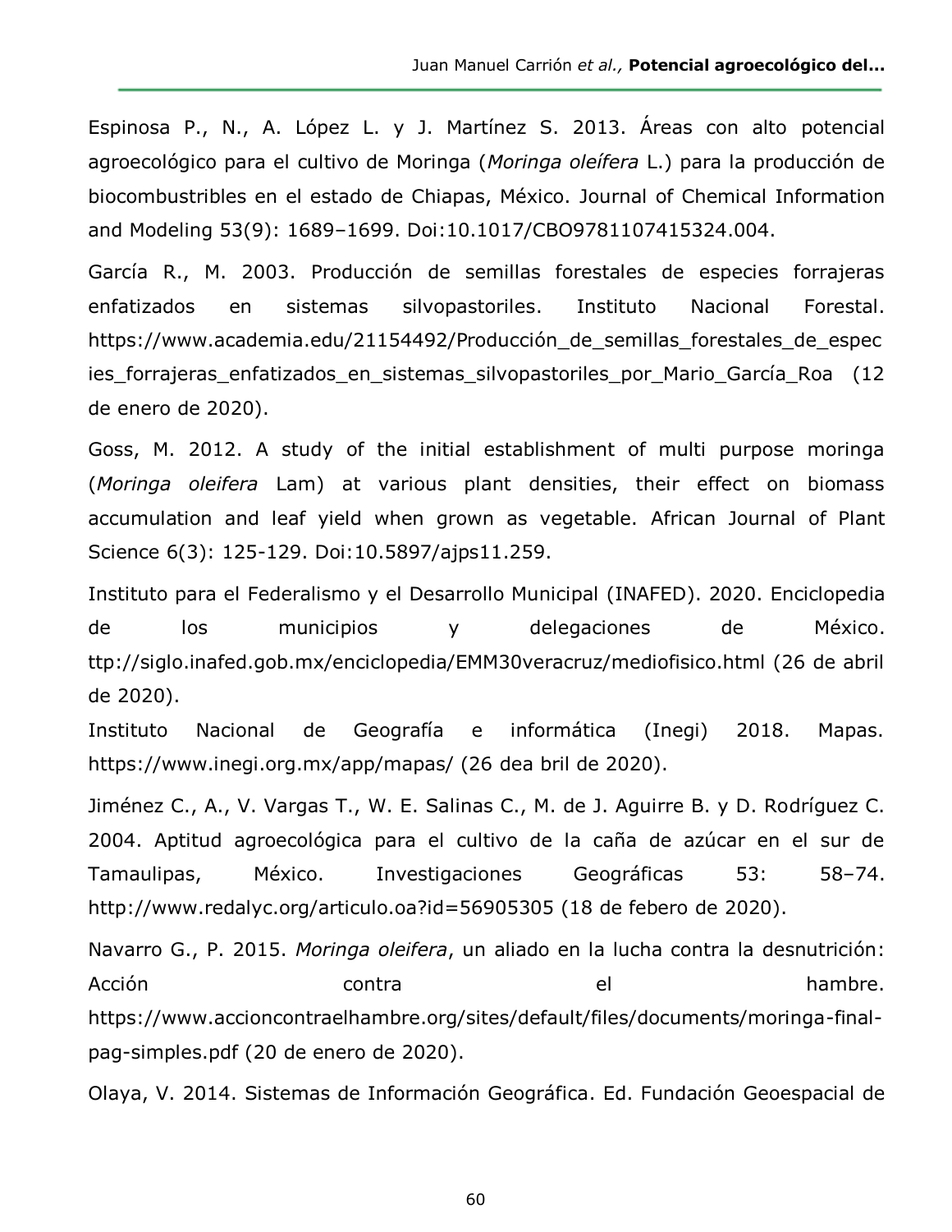Espinosa P., N., A. López L. y J. Martínez S. 2013. Áreas con alto potencial agroecológico para el cultivo de Moringa (*Moringa oleífera* L.) para la producción de biocombustribles en el estado de Chiapas, México. Journal of Chemical Information and Modeling 53(9): 1689–1699. Doi:10.1017/CBO9781107415324.004.

García R., M. 2003. Producción de semillas forestales de especies forrajeras enfatizados en sistemas silvopastoriles. Instituto Nacional Forestal. https://www.academia.edu/21154492/Producción_de_semillas_forestales_de_especies_forrajeras_enfatizados_en_sistemas_silvopastoriles_por_Mario_García_Roa (12 de enero de 2020).

Goss, M. 2012. A study of the initial establishment of multi purpose moringa (*Moringa oleifera* Lam) at various plant densities, their effect on biomass accumulation and leaf yield when grown as vegetable. African Journal of Plant Science 6(3): 125-129. Doi:10.5897/ajps11.259.

Instituto para el Federalismo y el Desarrollo Municipal (INAFED). 2020. Enciclopedia de los municipios y delegaciones de México. ttp://siglo.inafed.gob.mx/enciclopedia/EMM30veracruz/mediofisico.html (26 de abril de 2020).

Instituto Nacional de Geografía e informática (Inegi) 2018. Mapas. https://www.inegi.org.mx/app/mapas/ (26 dea bril de 2020).

Jiménez C., A., V. Vargas T., W. E. Salinas C., M. de J. Aguirre B. y D. Rodríguez C. 2004. Aptitud agroecológica para el cultivo de la caña de azúcar en el sur de Tamaulipas, México. Investigaciones Geográficas 53: 58–74. http://www.redalyc.org/articulo.oa?id=56905305 (18 de febero de 2020).

Navarro G., P. 2015. *Moringa oleifera*, un aliado en la lucha contra la desnutrición: Acción contra el hambre. https://www.accioncontraelhambre.org/sites/default/files/documents/moringa-final-pag-simples.pdf (20 de enero de 2020).

Olaya, V. 2014. Sistemas de Información Geográfica. Ed. Fundación Geoespacial de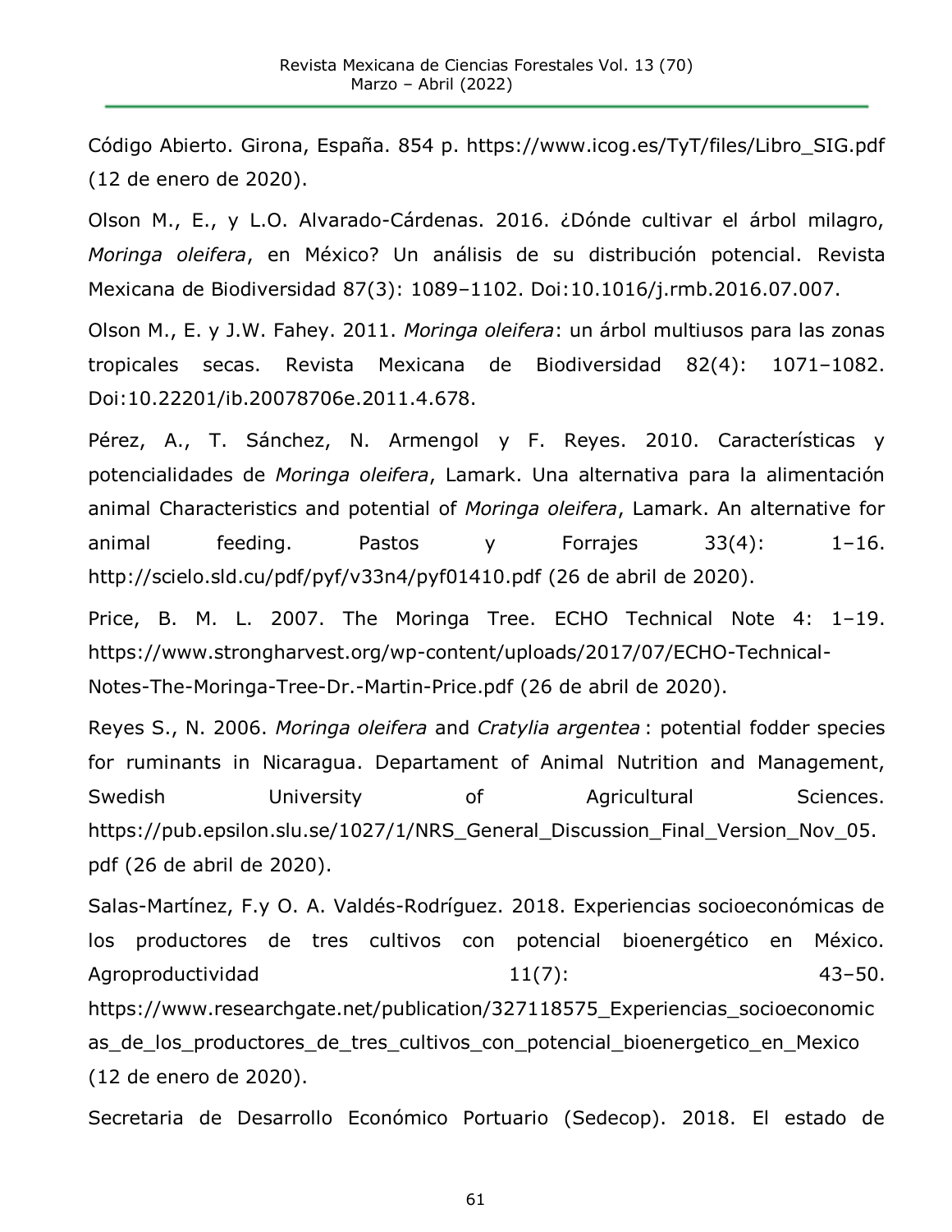Código Abierto. Girona, España. 854 p. https://www.icog.es/TyT/files/Libro_SIG.pdf (12 de enero de 2020).

Olson M., E., y L.O. Alvarado-Cárdenas. 2016. ¿Dónde cultivar el árbol milagro, *Moringa oleifera*, en México? Un análisis de su distribución potencial. Revista Mexicana de Biodiversidad 87(3): 1089–1102. Doi:10.1016/j.rmb.2016.07.007.

Olson M., E. y J.W. Fahey. 2011. *Moringa oleifera*: un árbol multiusos para las zonas tropicales secas. Revista Mexicana de Biodiversidad 82(4): 1071–1082. Doi:10.22201/ib.20078706e.2011.4.678.

Pérez, A., T. Sánchez, N. Armengol y F. Reyes. 2010. Características y potencialidades de *Moringa oleifera*, Lamark. Una alternativa para la alimentación animal Characteristics and potential of *Moringa oleifera*, Lamark. An alternative for animal feeding. Pastos y Forrajes 33(4): 1–16. http://scielo.sld.cu/pdf/pyf/v33n4/pyf01410.pdf (26 de abril de 2020).

Price, B. M. L. 2007. The Moringa Tree. ECHO Technical Note 4: 1–19. https://www.strongharvest.org/wp-content/uploads/2017/07/ECHO-Technical-Notes-The-Moringa-Tree-Dr.-Martin-Price.pdf (26 de abril de 2020).

Reyes S., N. 2006. *Moringa oleifera* and *Cratylia argentea* : potential fodder species for ruminants in Nicaragua. Departament of Animal Nutrition and Management, Swedish University of Agricultural Sciences. https://pub.epsilon.slu.se/1027/1/NRS_General_Discussion_Final_Version_Nov_05.pdf (26 de abril de 2020).

Salas-Martínez, F.y O. A. Valdés-Rodríguez. 2018. Experiencias socioeconómicas de los productores de tres cultivos con potencial bioenergético en México. Agroproductividad 11(7): 43–50. https://www.researchgate.net/publication/327118575_Experiencias_socioeconomicas_de_los_productores_de_tres_cultivos_con_potencial_bioenergetico_en_Mexico (12 de enero de 2020).

Secretaria de Desarrollo Económico Portuario (Sedecop). 2018. El estado de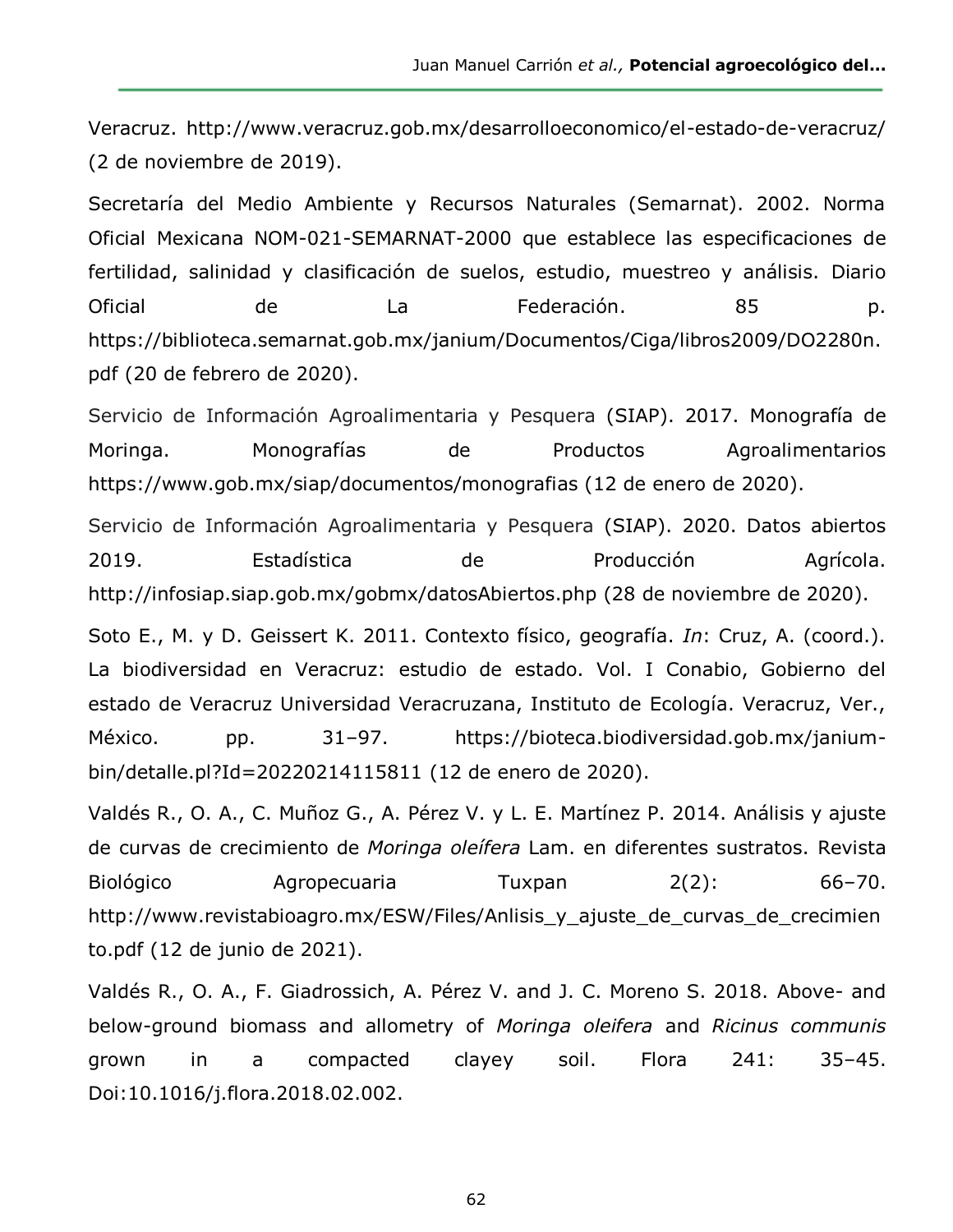Veracruz. http://www.veracruz.gob.mx/desarrolloeconomico/el-estado-de-veracruz/ (2 de noviembre de 2019).

Secretaría del Medio Ambiente y Recursos Naturales (Semarnat). 2002. Norma Oficial Mexicana NOM-021-SEMARNAT-2000 que establece las especificaciones de fertilidad, salinidad y clasificación de suelos, estudio, muestreo y análisis. Diario Oficial de La Federación. 85 p. https://biblioteca.semarnat.gob.mx/janium/Documentos/Ciga/libros2009/DO2280n.pdf (20 de febrero de 2020).

Servicio de Información Agroalimentaria y Pesquera (SIAP). 2017. Monografía de Moringa. Monografías de Productos Agroalimentarios https://www.gob.mx/siap/documentos/monografias (12 de enero de 2020).

Servicio de Información Agroalimentaria y Pesquera (SIAP). 2020. Datos abiertos 2019. Estadística de Producción Agrícola. http://infosiap.siap.gob.mx/gobmx/datosAbiertos.php (28 de noviembre de 2020).

Soto E., M. y D. Geissert K. 2011. Contexto físico, geografía. *In*: Cruz, A. (coord.). La biodiversidad en Veracruz: estudio de estado. Vol. I Conabio, Gobierno del estado de Veracruz Universidad Veracruzana, Instituto de Ecología. Veracruz, Ver., México. pp. 31–97. https://bioteca.biodiversidad.gob.mx/janium-bin/detalle.pl?Id=20220214115811 (12 de enero de 2020).

Valdés R., O. A., C. Muñoz G., A. Pérez V. y L. E. Martínez P. 2014. Análisis y ajuste de curvas de crecimiento de *Moringa oleífera* Lam. en diferentes sustratos. Revista Biológico Agropecuaria Tuxpan 2(2): 66–70. http://www.revistabioagro.mx/ESW/Files/Anlisis_y_ajuste_de_curvas_de_crecimiento.pdf (12 de junio de 2021).

Valdés R., O. A., F. Giadrossich, A. Pérez V. and J. C. Moreno S. 2018. Above- and below-ground biomass and allometry of *Moringa oleifera* and *Ricinus communis* grown in a compacted clayey soil. Flora 241: 35–45. Doi:10.1016/j.flora.2018.02.002.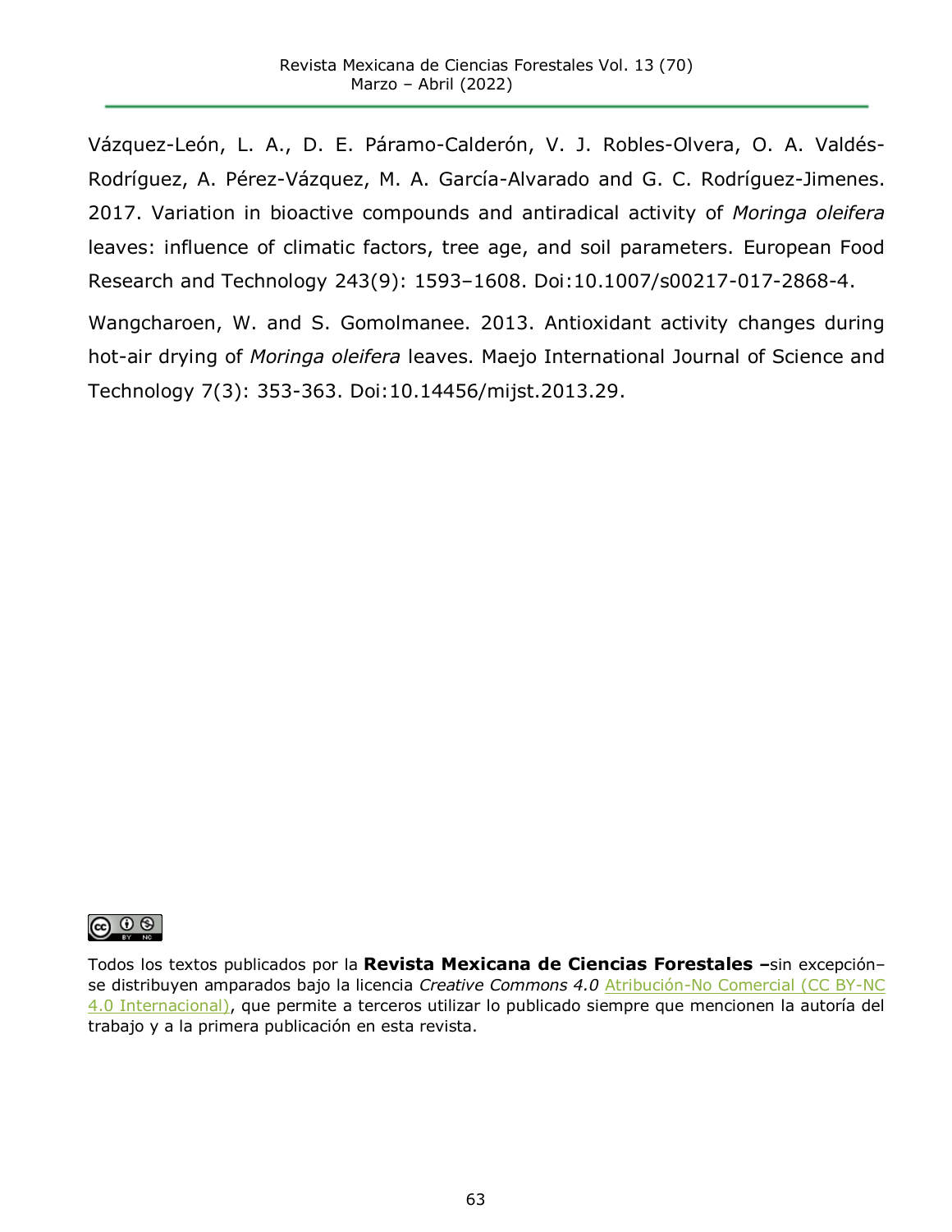Vázquez-León, L. A., D. E. Páramo-Calderón, V. J. Robles-Olvera, O. A. Valdés-Rodríguez, A. Pérez-Vázquez, M. A. García-Alvarado and G. C. Rodríguez-Jimenes. 2017. Variation in bioactive compounds and antiradical activity of *Moringa oleifera* leaves: influence of climatic factors, tree age, and soil parameters. European Food Research and Technology 243(9): 1593–1608. Doi:10.1007/s00217-017-2868-4.

Wangcharoen, W. and S. Gomolmanee. 2013. Antioxidant activity changes during hot-air drying of *Moringa oleifera* leaves. Maejo International Journal of Science and Technology 7(3): 353-363. Doi:10.14456/mijst.2013.29.

Todos los textos publicados por la **Revista Mexicana de Ciencias Forestales –**sin excepción– se distribuyen amparados bajo la licencia *Creative Commons 4.0* Atribución-No Comercial (CC BY-NC 4.0 Internacional), que permite a terceros utilizar lo publicado siempre que mencionen la autoría del trabajo y a la primera publicación en esta revista.